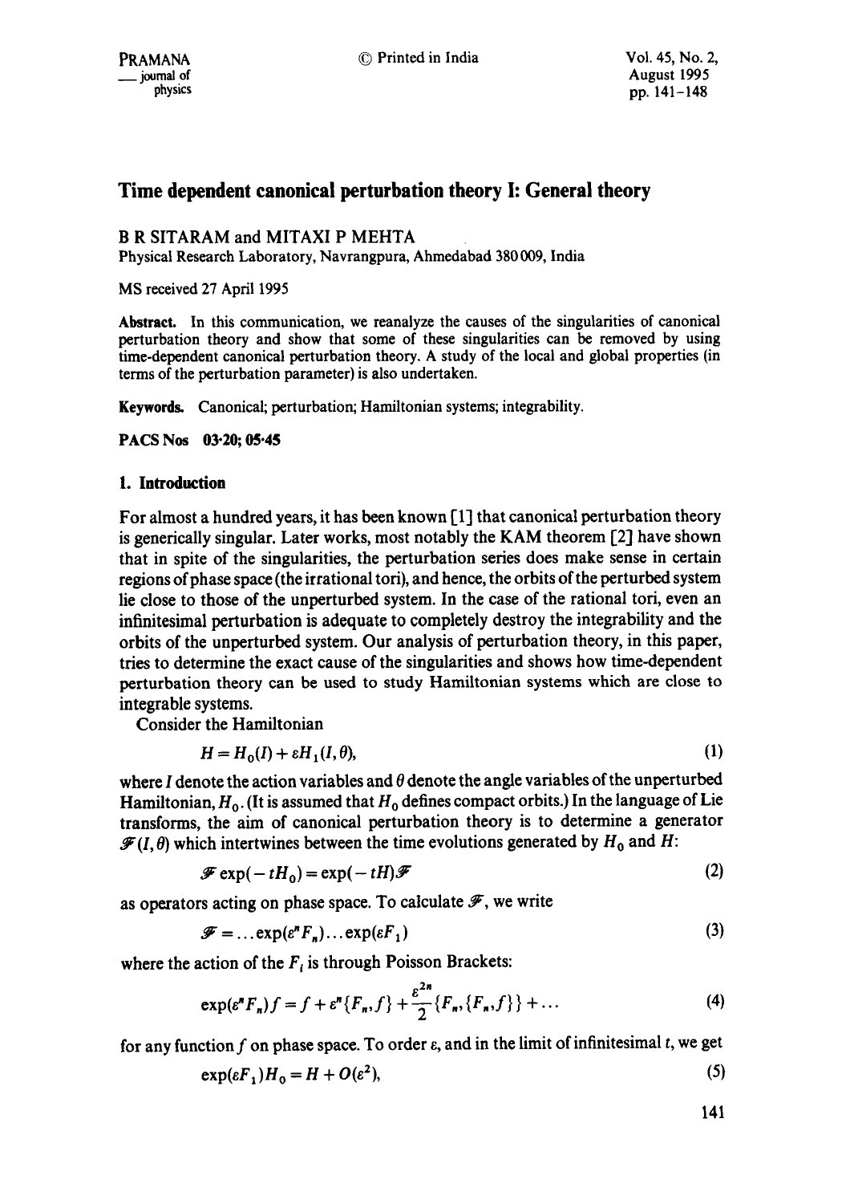# Time dependent canonical perturbation theory I: General theory

B R SITARAM and MITAXI P MEHTA

Physical Research Laboratory, Navrangpura, Ahmedabad 380 009, India

MS received 27 April 1995

**Abstract.** In this communication, we reanalyze the causes of the singularities of canonical perturbation theory and show that some of these singularities can be removed by using time-dependent canonical perturbation theory. A study of the local and global properties (in terms of the perturbation parameter) is also undertaken.

**Keywords.** Canonical; perturbation; Hamiltonian systems; integrability.

**PACS Nos 03·20; 05·45**

## 1. Introduction

For almost a hundred years, it has been known [1] that canonical perturbation theory is generically singular. Later works, most notably the KAM theorem [2] have shown that in spite of the singularities, the perturbation series does make sense in certain regions of phase space (the irrational tori), and hence, the orbits of the perturbed system lie close to those of the unperturbed system. In the case of the rational tori, even an infinitesimal perturbation is adequate to completely destroy the integrability and the orbits of the unperturbed system. Our analysis of perturbation theory, in this paper, tries to determine the exact cause of the singularities and shows how time-dependent perturbation theory can be used to study Hamiltonian systems which are close to integrable systems.

Consider the Hamiltonian

$$H = H_0(I) + \varepsilon H_1(I, \theta), \tag{1}$$

where $I$ denote the action variables and $\theta$ denote the angle variables of the unperturbed Hamiltonian, $H_0$. (It is assumed that $H_0$ defines compact orbits.) In the language of Lie transforms, the aim of canonical perturbation theory is to determine a generator $\mathscr{F}(I, \theta)$ which intertwines between the time evolutions generated by $H_0$ and $H$:

$$\mathscr{F} \exp(-tH_0) = \exp(-tH)\mathscr{F} \tag{2}$$

as operators acting on phase space. To calculate $\mathscr{F}$, we write

$$\mathscr{F} = \ldots \exp(\varepsilon^n F_n) \ldots \exp(\varepsilon F_1) \tag{3}$$

where the action of the $F_i$ is through Poisson Brackets:

$$\exp(\varepsilon^n F_n) f = f + \varepsilon^n \{F_n, f\} + \frac{\varepsilon^{2n}}{2}\{F_n, \{F_n, f\}\} + \ldots \tag{4}$$

for any function $f$ on phase space. To order $\varepsilon$, and in the limit of infinitesimal $t$, we get

$$\exp(\varepsilon F_1) H_0 = H + O(\varepsilon^2), \tag{5}$$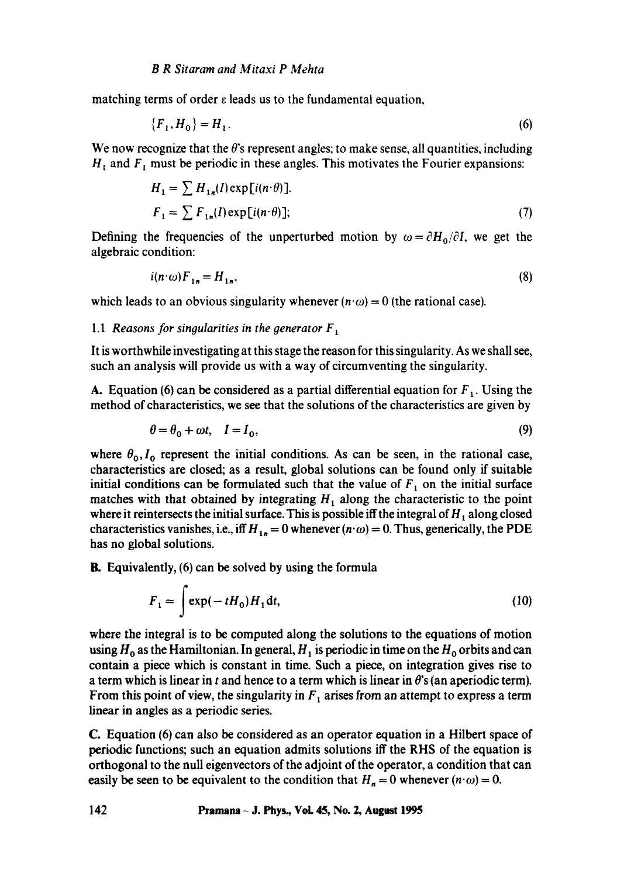matching terms of order $\varepsilon$ leads us to the fundamental equation,

$$\{F_1, H_0\} = H_1. \tag{6}$$

We now recognize that the $\theta$'s represent angles; to make sense, all quantities, including $H_1$ and $F_1$ must be periodic in these angles. This motivates the Fourier expansions:

$$H_1 = \sum H_{1n}(I)\exp[i(n\cdot\theta)],$$
$$F_1 = \sum F_{1n}(I)\exp[i(n\cdot\theta)]; \tag{7}$$

Defining the frequencies of the unperturbed motion by $\omega = \partial H_0/\partial I$, we get the algebraic condition:

$$i(n\cdot\omega)F_{1n} = H_{1n}, \tag{8}$$

which leads to an obvious singularity whenever $(n\cdot\omega) = 0$ (the rational case).

### 1.1 *Reasons for singularities in the generator* $F_1$

It is worthwhile investigating at this stage the reason for this singularity. As we shall see, such an analysis will provide us with a way of circumventing the singularity.

**A.** Equation (6) can be considered as a partial differential equation for $F_1$. Using the method of characteristics, we see that the solutions of the characteristics are given by

$$\theta = \theta_0 + \omega t, \quad I = I_0, \tag{9}$$

where $\theta_0, I_0$ represent the initial conditions. As can be seen, in the rational case, characteristics are closed; as a result, global solutions can be found only if suitable initial conditions can be formulated such that the value of $F_1$ on the initial surface matches with that obtained by integrating $H_1$ along the characteristic to the point where it reintersects the initial surface. This is possible iff the integral of $H_1$ along closed characteristics vanishes, i.e., iff $H_{1n} = 0$ whenever $(n\cdot\omega) = 0$. Thus, generically, the PDE has no global solutions.

**B.** Equivalently, (6) can be solved by using the formula

$$F_1 = \int \exp(-tH_0)H_1\,\mathrm{d}t, \tag{10}$$

where the integral is to be computed along the solutions to the equations of motion using $H_0$ as the Hamiltonian. In general, $H_1$ is periodic in time on the $H_0$ orbits and can contain a piece which is constant in time. Such a piece, on integration gives rise to a term which is linear in $t$ and hence to a term which is linear in $\theta$'s (an aperiodic term). From this point of view, the singularity in $F_1$ arises from an attempt to express a term linear in angles as a periodic series.

**C.** Equation (6) can also be considered as an operator equation in a Hilbert space of periodic functions; such an equation admits solutions iff the RHS of the equation is orthogonal to the null eigenvectors of the adjoint of the operator, a condition that can easily be seen to be equivalent to the condition that $H_n = 0$ whenever $(n\cdot\omega) = 0$.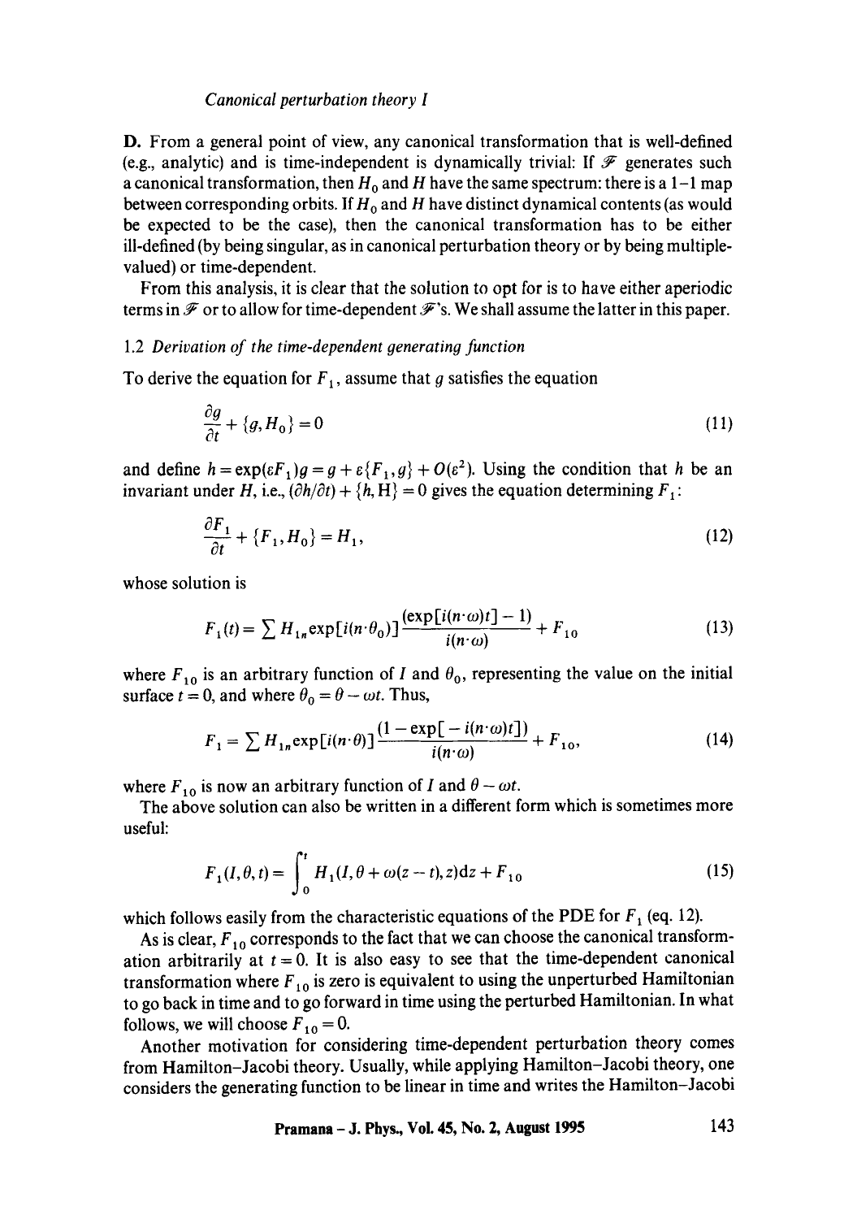**D.** From a general point of view, any canonical transformation that is well-defined (e.g., analytic) and is time-independent is dynamically trivial: If $\mathscr{F}$ generates such a canonical transformation, then $H_0$ and $H$ have the same spectrum: there is a 1–1 map between corresponding orbits. If $H_0$ and $H$ have distinct dynamical contents (as would be expected to be the case), then the canonical transformation has to be either ill-defined (by being singular, as in canonical perturbation theory or by being multiple-valued) or time-dependent.

From this analysis, it is clear that the solution to opt for is to have either aperiodic terms in $\mathscr{F}$ or to allow for time-dependent $\mathscr{F}$'s. We shall assume the latter in this paper.

### 1.2 *Derivation of the time-dependent generating function*

To derive the equation for $F_1$, assume that $g$ satisfies the equation

$$\frac{\partial g}{\partial t} + \{g, H_0\} = 0 \tag{11}$$

and define $h = \exp(\varepsilon F_1) g = g + \varepsilon\{F_1, g\} + O(\varepsilon^2)$. Using the condition that $h$ be an invariant under $H$, i.e., $(\partial h/\partial t) + \{h, \mathrm{H}\} = 0$ gives the equation determining $F_1$:

$$\frac{\partial F_1}{\partial t} + \{F_1, H_0\} = H_1, \tag{12}$$

whose solution is

$$F_1(t) = \sum H_{1n} \exp[i(n\cdot\theta_0)] \frac{(\exp[i(n\cdot\omega)t] - 1)}{i(n\cdot\omega)} + F_{10} \tag{13}$$

where $F_{10}$ is an arbitrary function of $I$ and $\theta_0$, representing the value on the initial surface $t = 0$, and where $\theta_0 = \theta - \omega t$. Thus,

$$F_1 = \sum H_{1n} \exp[i(n\cdot\theta)] \frac{(1 - \exp[-i(n\cdot\omega)t])}{i(n\cdot\omega)} + F_{10}, \tag{14}$$

where $F_{10}$ is now an arbitrary function of $I$ and $\theta - \omega t$.

The above solution can also be written in a different form which is sometimes more useful:

$$F_1(I, \theta, t) = \int_0^t H_1(I, \theta + \omega(z - t), z)\mathrm{d}z + F_{10} \tag{15}$$

which follows easily from the characteristic equations of the PDE for $F_1$ (eq. 12).

As is clear, $F_{10}$ corresponds to the fact that we can choose the canonical transformation arbitrarily at $t = 0$. It is also easy to see that the time-dependent canonical transformation where $F_{10}$ is zero is equivalent to using the unperturbed Hamiltonian to go back in time and to go forward in time using the perturbed Hamiltonian. In what follows, we will choose $F_{10} = 0$.

Another motivation for considering time-dependent perturbation theory comes from Hamilton–Jacobi theory. Usually, while applying Hamilton–Jacobi theory, one considers the generating function to be linear in time and writes the Hamilton–Jacobi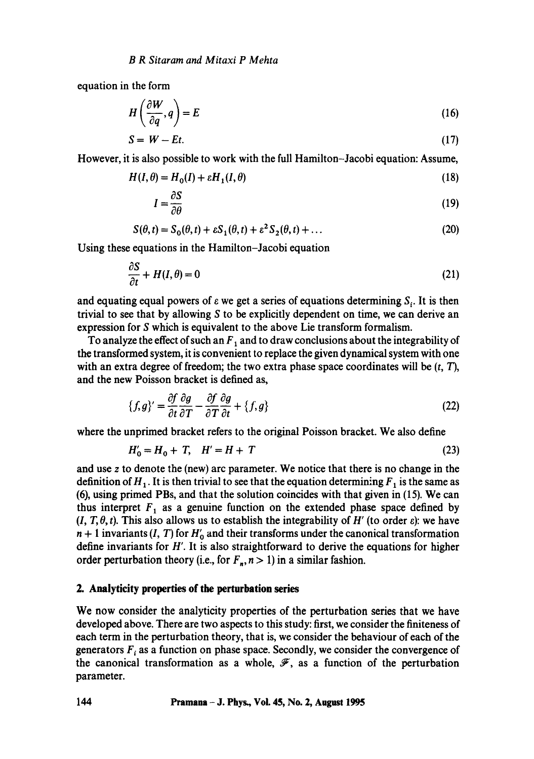equation in the form

$$H\left(\frac{\partial W}{\partial q}, q\right) = E \tag{16}$$

$$S = W - Et. \tag{17}$$

However, it is also possible to work with the full Hamilton–Jacobi equation: Assume,

$$H(I, \theta) = H_0(I) + \varepsilon H_1(I, \theta) \tag{18}$$

$$I = \frac{\partial S}{\partial \theta} \tag{19}$$

$$S(\theta, t) = S_0(\theta, t) + \varepsilon S_1(\theta, t) + \varepsilon^2 S_2(\theta, t) + \ldots \tag{20}$$

Using these equations in the Hamilton–Jacobi equation

$$\frac{\partial S}{\partial t} + H(I, \theta) = 0 \tag{21}$$

and equating equal powers of $\varepsilon$ we get a series of equations determining $S_i$. It is then trivial to see that by allowing $S$ to be explicitly dependent on time, we can derive an expression for $S$ which is equivalent to the above Lie transform formalism.

To analyze the effect of such an $F_1$ and to draw conclusions about the integrability of the transformed system, it is convenient to replace the given dynamical system with one with an extra degree of freedom; the two extra phase space coordinates will be $(t, T)$, and the new Poisson bracket is defined as,

$$\{f, g\}' = \frac{\partial f}{\partial t}\frac{\partial g}{\partial T} - \frac{\partial f}{\partial T}\frac{\partial g}{\partial t} + \{f, g\} \tag{22}$$

where the unprimed bracket refers to the original Poisson bracket. We also define

$$H_0' = H_0 + T, \quad H' = H + T \tag{23}$$

and use $z$ to denote the (new) arc parameter. We notice that there is no change in the definition of $H_1$. It is then trivial to see that the equation determining $F_1$ is the same as (6), using primed PBs, and that the solution coincides with that given in (15). We can thus interpret $F_1$ as a genuine function on the extended phase space defined by $(I, T, \theta, t)$. This also allows us to establish the integrability of $H'$ (to order $\varepsilon$): we have $n + 1$ invariants $(I, T)$ for $H_0'$ and their transforms under the canonical transformation define invariants for $H'$. It is also straightforward to derive the equations for higher order perturbation theory (i.e., for $F_n, n > 1$) in a similar fashion.

## 2. Analyticity properties of the perturbation series

We now consider the analyticity properties of the perturbation series that we have developed above. There are two aspects to this study: first, we consider the finiteness of each term in the perturbation theory, that is, we consider the behaviour of each of the generators $F_i$ as a function on phase space. Secondly, we consider the convergence of the canonical transformation as a whole, $\mathscr{F}$, as a function of the perturbation parameter.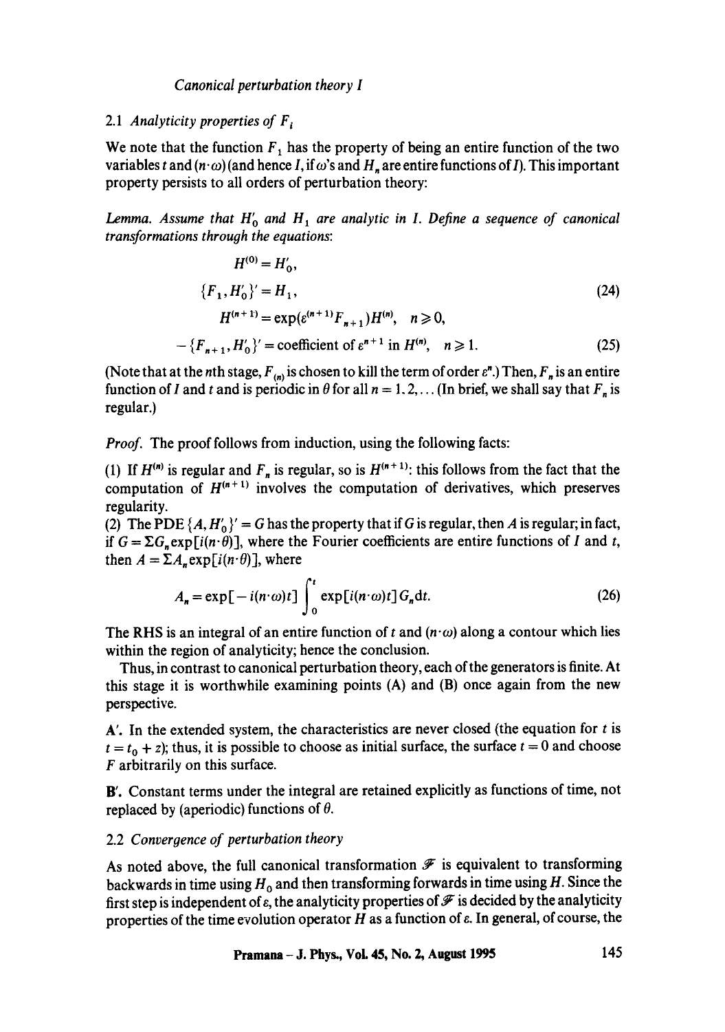### 2.1 *Analyticity properties of $F_i$*

We note that the function $F_1$ has the property of being an entire function of the two variables $t$ and $(n \cdot \omega)$ (and hence $I$, if $\omega$'s and $H_n$ are entire functions of $I$). This important property persists to all orders of perturbation theory:

*Lemma. Assume that $H_0'$ and $H_1$ are analytic in $I$. Define a sequence of canonical transformations through the equations:*

$$
\begin{aligned}
H^{(0)} &= H_0', \\
\{F_1, H_0'\}' &= H_1, \qquad (24)\\
H^{(n+1)} &= \exp(\varepsilon^{(n+1)} F_{n+1}) H^{(n)}, \quad n \geqslant 0, \\
-\{F_{n+1}, H_0'\}' &= \text{coefficient of } \varepsilon^{n+1} \text{ in } H^{(n)}, \quad n \geqslant 1. \qquad (25)
\end{aligned}
$$

(Note that at the $n$th stage, $F_{(n)}$ is chosen to kill the term of order $\varepsilon^n$.) Then, $F_n$ is an entire function of $I$ and $t$ and is periodic in $\theta$ for all $n = 1, 2, \ldots$ (In brief, we shall say that $F_n$ is regular.)

*Proof.* The proof follows from induction, using the following facts:

(1) If $H^{(n)}$ is regular and $F_n$ is regular, so is $H^{(n+1)}$: this follows from the fact that the computation of $H^{(n+1)}$ involves the computation of derivatives, which preserves regularity.

(2) The PDE $\{A, H_0'\}' = G$ has the property that if $G$ is regular, then $A$ is regular; in fact, if $G = \Sigma G_n \exp[i(n \cdot \theta)]$, where the Fourier coefficients are entire functions of $I$ and $t$, then $A = \Sigma A_n \exp[i(n \cdot \theta)]$, where

$$
A_n = \exp[-i(n \cdot \omega)t] \int_0^t \exp[i(n \cdot \omega)t] G_n \mathrm{d}t. \qquad (26)
$$

The RHS is an integral of an entire function of $t$ and $(n \cdot \omega)$ along a contour which lies within the region of analyticity; hence the conclusion.

Thus, in contrast to canonical perturbation theory, each of the generators is finite. At this stage it is worthwhile examining points (A) and (B) once again from the new perspective.

**A′.** In the extended system, the characteristics are never closed (the equation for $t$ is $t = t_0 + z$); thus, it is possible to choose as initial surface, the surface $t = 0$ and choose $F$ arbitrarily on this surface.

**B′.** Constant terms under the integral are retained explicitly as functions of time, not replaced by (aperiodic) functions of $\theta$.

### 2.2 *Convergence of perturbation theory*

As noted above, the full canonical transformation $\mathscr{F}$ is equivalent to transforming backwards in time using $H_0$ and then transforming forwards in time using $H$. Since the first step is independent of $\varepsilon$, the analyticity properties of $\mathscr{F}$ is decided by the analyticity properties of the time evolution operator $H$ as a function of $\varepsilon$. In general, of course, the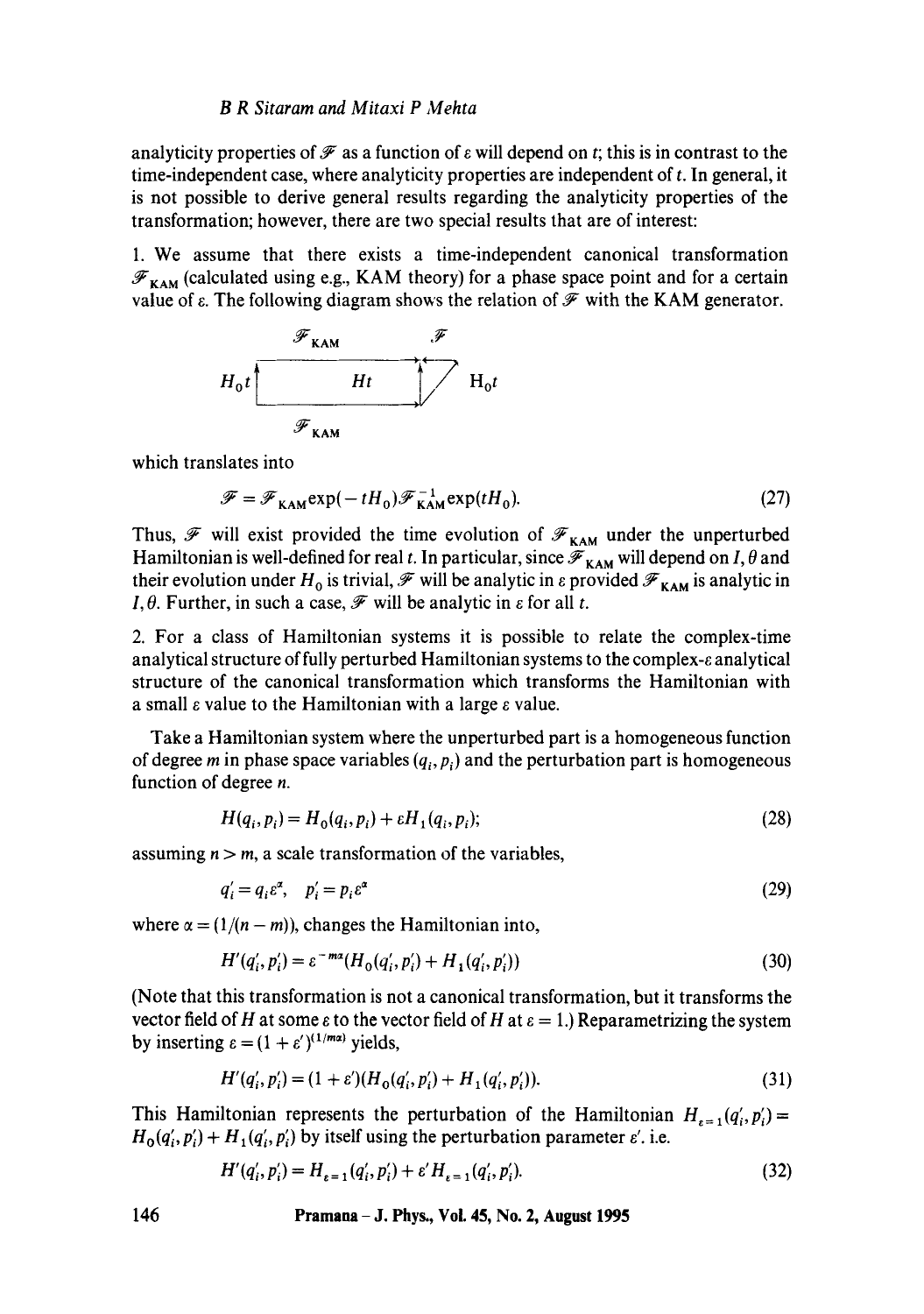analyticity properties of $\mathscr{F}$ as a function of $\varepsilon$ will depend on $t$; this is in contrast to the time-independent case, where analyticity properties are independent of $t$. In general, it is not possible to derive general results regarding the analyticity properties of the transformation; however, there are two special results that are of interest:

1. We assume that there exists a time-independent canonical transformation $\mathscr{F}_{\text{KAM}}$ (calculated using e.g., KAM theory) for a phase space point and for a certain value of $\varepsilon$. The following diagram shows the relation of $\mathscr{F}$ with the KAM generator.

$$
\begin{array}{ccccc}
 & \mathscr{F}_{\text{KAM}} & & \mathscr{F} & \\
H_0 t \uparrow & & Ht & \uparrow \swarrow & H_0 t \\
 & \mathscr{F}_{\text{KAM}} & & &
\end{array}
$$

which translates into

$$\mathscr{F} = \mathscr{F}_{\text{KAM}} \exp(-tH_0) \mathscr{F}_{\text{KAM}}^{-1} \exp(tH_0). \tag{27}$$

Thus, $\mathscr{F}$ will exist provided the time evolution of $\mathscr{F}_{\text{KAM}}$ under the unperturbed Hamiltonian is well-defined for real $t$. In particular, since $\mathscr{F}_{\text{KAM}}$ will depend on $I, \theta$ and their evolution under $H_0$ is trivial, $\mathscr{F}$ will be analytic in $\varepsilon$ provided $\mathscr{F}_{\text{KAM}}$ is analytic in $I, \theta$. Further, in such a case, $\mathscr{F}$ will be analytic in $\varepsilon$ for all $t$.

2. For a class of Hamiltonian systems it is possible to relate the complex-time analytical structure of fully perturbed Hamiltonian systems to the complex-$\varepsilon$ analytical structure of the canonical transformation which transforms the Hamiltonian with a small $\varepsilon$ value to the Hamiltonian with a large $\varepsilon$ value.

Take a Hamiltonian system where the unperturbed part is a homogeneous function of degree $m$ in phase space variables $(q_i, p_i)$ and the perturbation part is homogeneous function of degree $n$.

$$H(q_i, p_i) = H_0(q_i, p_i) + \varepsilon H_1(q_i, p_i); \tag{28}$$

assuming $n > m$, a scale transformation of the variables,

$$q_i' = q_i \varepsilon^{\alpha}, \quad p_i' = p_i \varepsilon^{\alpha} \tag{29}$$

where $\alpha = (1/(n-m))$, changes the Hamiltonian into,

$$H'(q_i', p_i') = \varepsilon^{-m\alpha}(H_0(q_i', p_i') + H_1(q_i', p_i')) \tag{30}$$

(Note that this transformation is not a canonical transformation, but it transforms the vector field of $H$ at some $\varepsilon$ to the vector field of $H$ at $\varepsilon = 1$.) Reparametrizing the system by inserting $\varepsilon = (1 + \varepsilon')^{(1/m\alpha)}$ yields,

$$H'(q_i', p_i') = (1 + \varepsilon')(H_0(q_i', p_i') + H_1(q_i', p_i')). \tag{31}$$

This Hamiltonian represents the perturbation of the Hamiltonian $H_{\varepsilon=1}(q_i', p_i') = H_0(q_i', p_i') + H_1(q_i', p_i')$ by itself using the perturbation parameter $\varepsilon'$. i.e.

$$H'(q_i', p_i') = H_{\varepsilon=1}(q_i', p_i') + \varepsilon' H_{\varepsilon=1}(q_i', p_i'). \tag{32}$$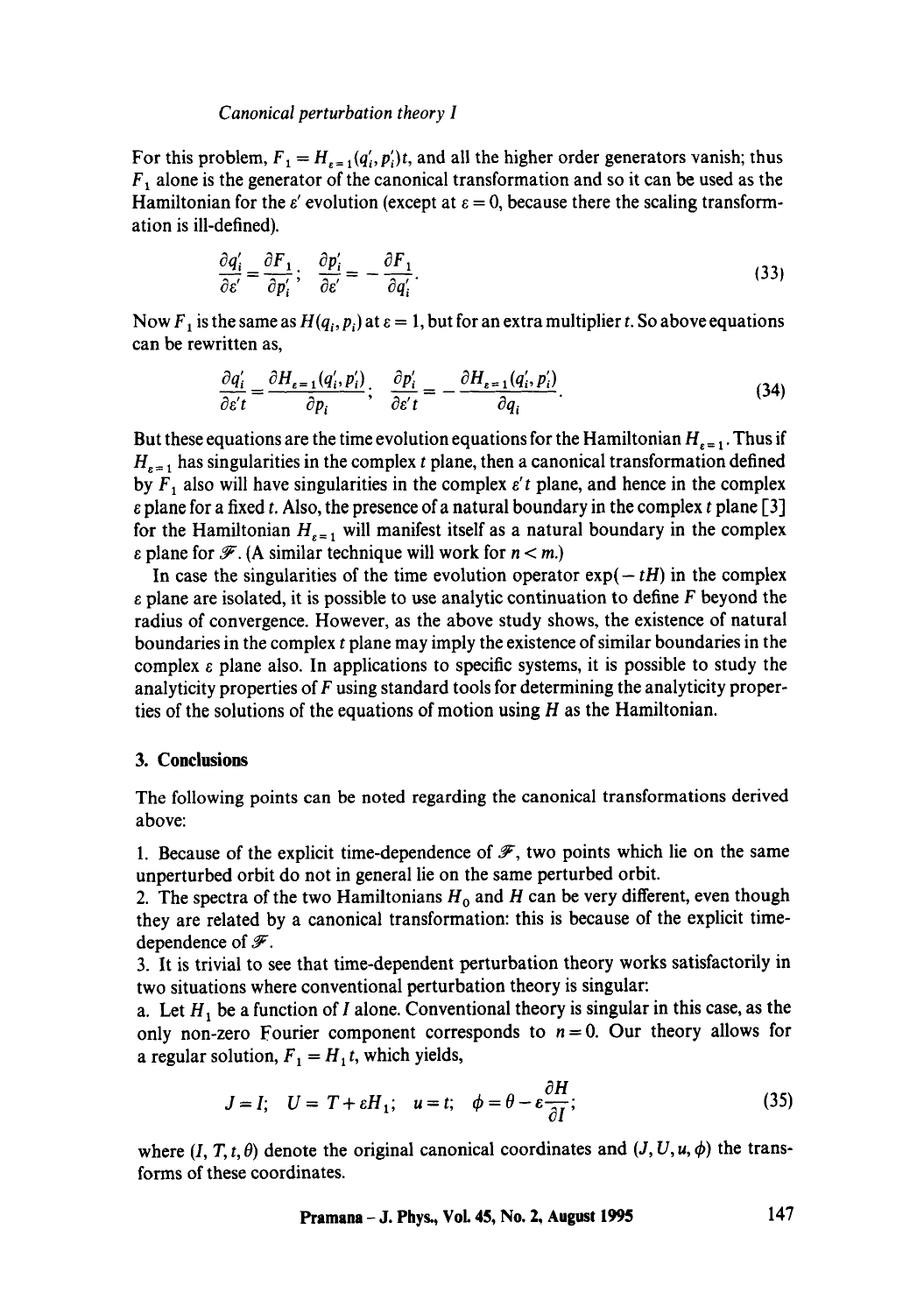For this problem, $F_1 = H_{\varepsilon=1}(q_i', p_i')t$, and all the higher order generators vanish; thus $F_1$ alone is the generator of the canonical transformation and so it can be used as the Hamiltonian for the $\varepsilon'$ evolution (except at $\varepsilon = 0$, because there the scaling transformation is ill-defined).

$$\frac{\partial q_i'}{\partial \varepsilon'} = \frac{\partial F_1}{\partial p_i'}; \quad \frac{\partial p_i'}{\partial \varepsilon'} = -\frac{\partial F_1}{\partial q_i'}. \tag{33}$$

Now $F_1$ is the same as $H(q_i, p_i)$ at $\varepsilon = 1$, but for an extra multiplier $t$. So above equations can be rewritten as,

$$\frac{\partial q_i'}{\partial \varepsilon' t} = \frac{\partial H_{\varepsilon=1}(q_i', p_i')}{\partial p_i}; \quad \frac{\partial p_i'}{\partial \varepsilon' t} = -\frac{\partial H_{\varepsilon=1}(q_i', p_i')}{\partial q_i}. \tag{34}$$

But these equations are the time evolution equations for the Hamiltonian $H_{\varepsilon=1}$. Thus if $H_{\varepsilon=1}$ has singularities in the complex $t$ plane, then a canonical transformation defined by $F_1$ also will have singularities in the complex $\varepsilon' t$ plane, and hence in the complex $\varepsilon$ plane for a fixed $t$. Also, the presence of a natural boundary in the complex $t$ plane [3] for the Hamiltonian $H_{\varepsilon=1}$ will manifest itself as a natural boundary in the complex $\varepsilon$ plane for $\mathscr{F}$. (A similar technique will work for $n < m$.)

In case the singularities of the time evolution operator $\exp(-tH)$ in the complex $\varepsilon$ plane are isolated, it is possible to use analytic continuation to define $F$ beyond the radius of convergence. However, as the above study shows, the existence of natural boundaries in the complex $t$ plane may imply the existence of similar boundaries in the complex $\varepsilon$ plane also. In applications to specific systems, it is possible to study the analyticity properties of $F$ using standard tools for determining the analyticity properties of the solutions of the equations of motion using $H$ as the Hamiltonian.

## 3. Conclusions

The following points can be noted regarding the canonical transformations derived above:

1. Because of the explicit time-dependence of $\mathscr{F}$, two points which lie on the same unperturbed orbit do not in general lie on the same perturbed orbit.

2. The spectra of the two Hamiltonians $H_0$ and $H$ can be very different, even though they are related by a canonical transformation: this is because of the explicit time-dependence of $\mathscr{F}$.

3. It is trivial to see that time-dependent perturbation theory works satisfactorily in two situations where conventional perturbation theory is singular:

a. Let $H_1$ be a function of $I$ alone. Conventional theory is singular in this case, as the only non-zero Fourier component corresponds to $n = 0$. Our theory allows for a regular solution, $F_1 = H_1 t$, which yields,

$$J = I; \quad U = T + \varepsilon H_1; \quad u = t; \quad \phi = \theta - \varepsilon \frac{\partial H}{\partial I}; \tag{35}$$

where $(I, T, t, \theta)$ denote the original canonical coordinates and $(J, U, u, \phi)$ the transforms of these coordinates.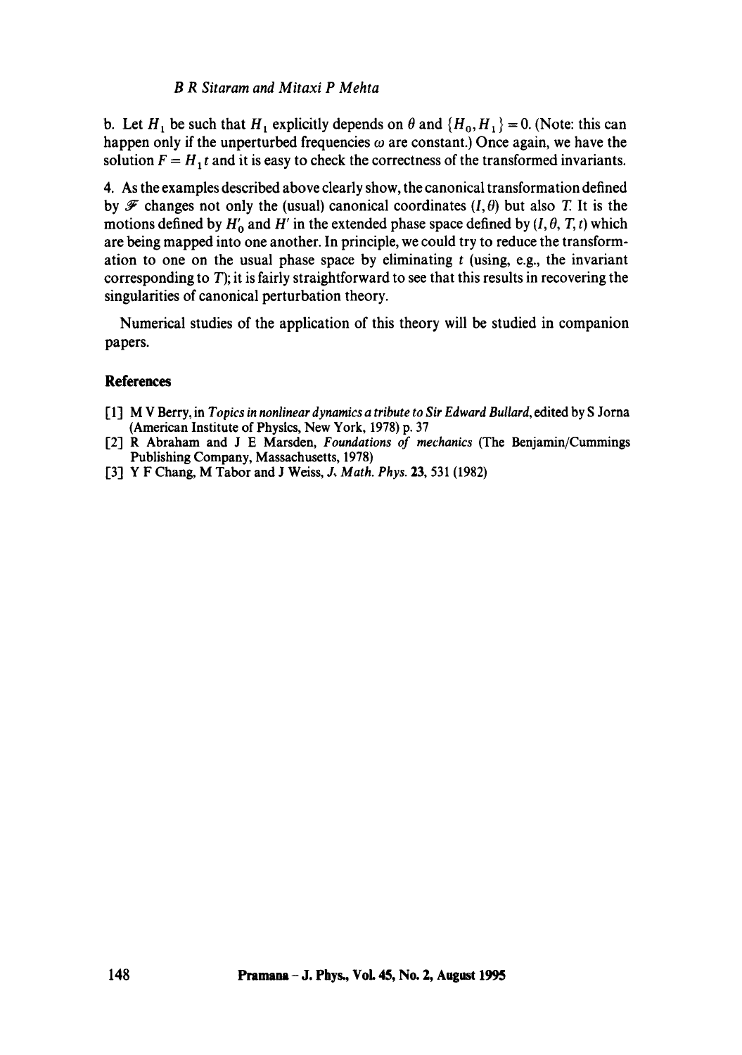b. Let $H_1$ be such that $H_1$ explicitly depends on $\theta$ and $\{H_0, H_1\} = 0$. (Note: this can happen only if the unperturbed frequencies $\omega$ are constant.) Once again, we have the solution $F = H_1 t$ and it is easy to check the correctness of the transformed invariants.

4. As the examples described above clearly show, the canonical transformation defined by $\mathscr{F}$ changes not only the (usual) canonical coordinates $(I, \theta)$ but also $T$. It is the motions defined by $H'_0$ and $H'$ in the extended phase space defined by $(I, \theta, T, t)$ which are being mapped into one another. In principle, we could try to reduce the transformation to one on the usual phase space by eliminating $t$ (using, e.g., the invariant corresponding to $T$); it is fairly straightforward to see that this results in recovering the singularities of canonical perturbation theory.

Numerical studies of the application of this theory will be studied in companion papers.

## References

[1] M V Berry, in *Topics in nonlinear dynamics a tribute to Sir Edward Bullard*, edited by S Jorna (American Institute of Physics, New York, 1978) p. 37

[2] R Abraham and J E Marsden, *Foundations of mechanics* (The Benjamin/Cummings Publishing Company, Massachusetts, 1978)

[3] Y F Chang, M Tabor and J Weiss, *J. Math. Phys.* **23**, 531 (1982)